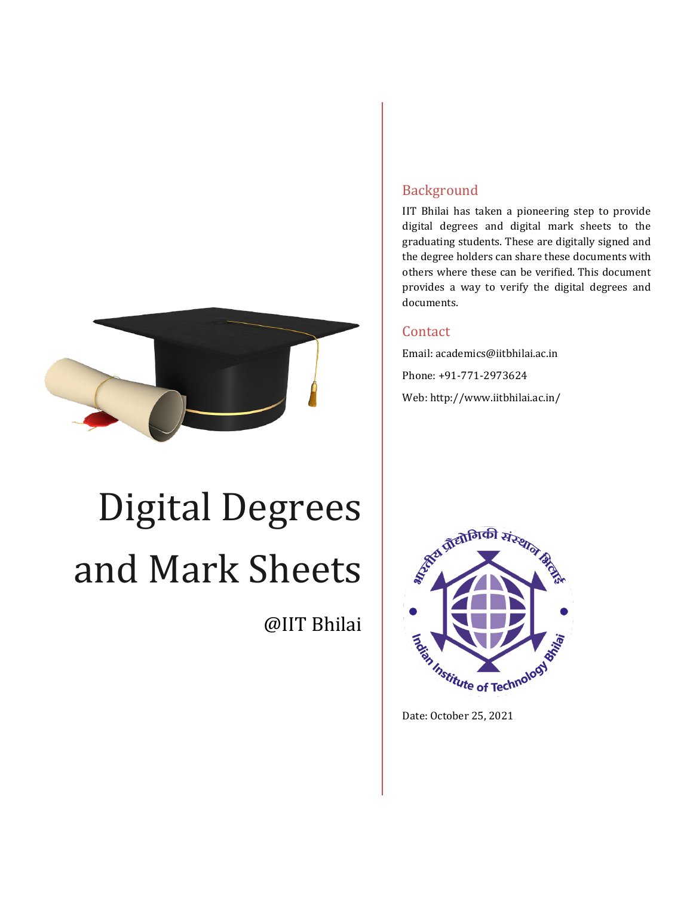# Digital Degrees and Mark Sheets

@IIT Bhilai

## Background

IIT Bhilai has taken a pioneering step to provide digital degrees and digital mark sheets to the graduating students. These are digitally signed and the degree holders can share these documents with others where these can be verified. This document provides a way to verify the digital degrees and documents.

## Contact

Email: academics@iitbhilai.ac.in

Phone: +91-771-2973624

Web: http://www.iitbhilai.ac.in/

भारतीय प्रौद्योगिकी संस्थान भिलाई

Indian Institute of Technology Bhilai

Date: October 25, 2021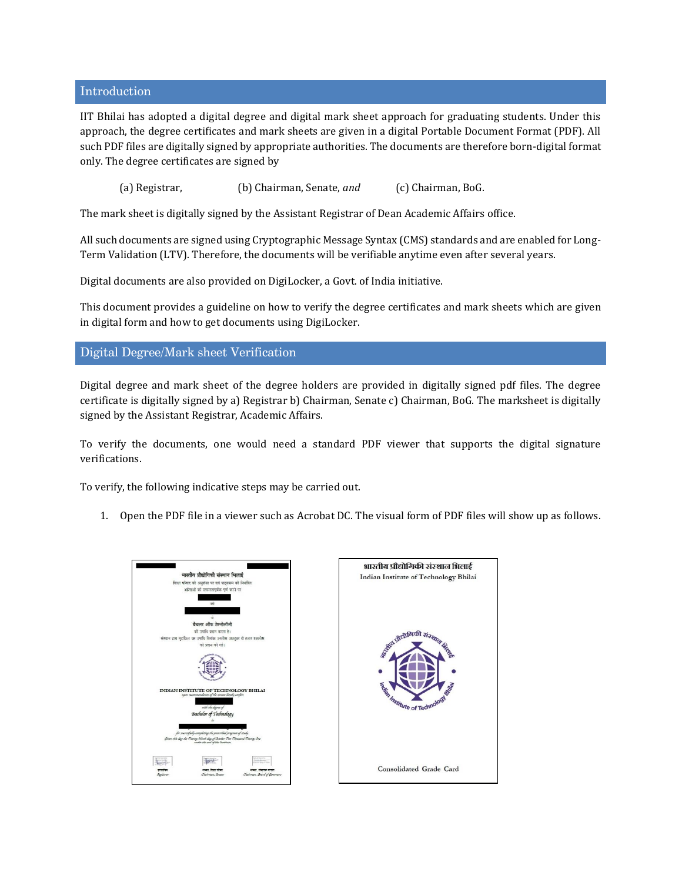## Introduction

IIT Bhilai has adopted a digital degree and digital mark sheet approach for graduating students. Under this approach, the degree certificates and mark sheets are given in a digital Portable Document Format (PDF). All such PDF files are digitally signed by appropriate authorities. The documents are therefore born-digital format only. The degree certificates are signed by

(a) Registrar, (b) Chairman, Senate, *and* (c) Chairman, BoG.

The mark sheet is digitally signed by the Assistant Registrar of Dean Academic Affairs office.

All such documents are signed using Cryptographic Message Syntax (CMS) standards and are enabled for Long-Term Validation (LTV). Therefore, the documents will be verifiable anytime even after several years.

Digital documents are also provided on DigiLocker, a Govt. of India initiative.

This document provides a guideline on how to verify the degree certificates and mark sheets which are given in digital form and how to get documents using DigiLocker.

## Digital Degree/Mark sheet Verification

Digital degree and mark sheet of the degree holders are provided in digitally signed pdf files. The degree certificate is digitally signed by a) Registrar b) Chairman, Senate c) Chairman, BoG. The marksheet is digitally signed by the Assistant Registrar, Academic Affairs.

To verify the documents, one would need a standard PDF viewer that supports the digital signature verifications.

To verify, the following indicative steps may be carried out.

1. Open the PDF file in a viewer such as Acrobat DC. The visual form of PDF files will show up as follows.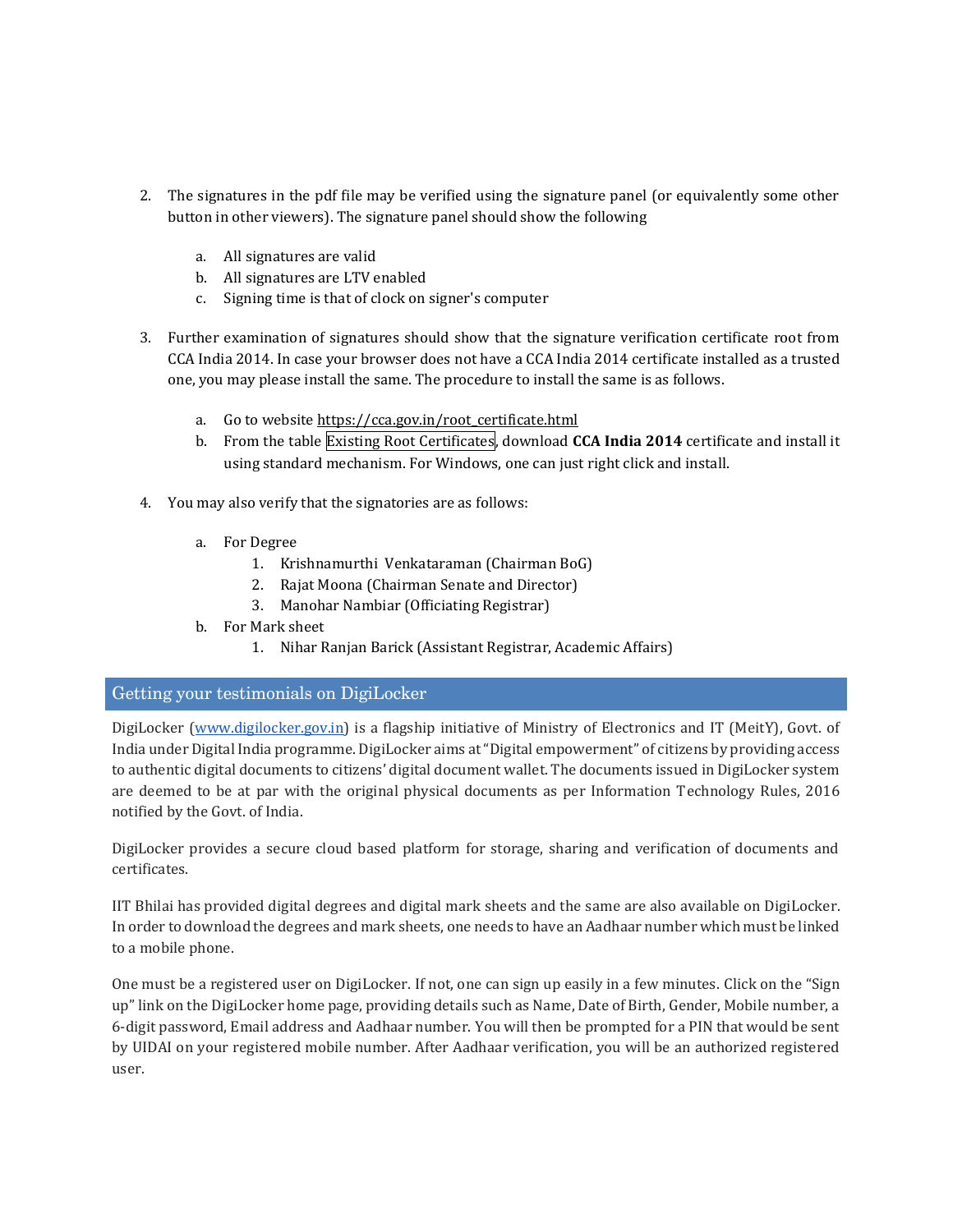2. The signatures in the pdf file may be verified using the signature panel (or equivalently some other button in other viewers). The signature panel should show the following

    a. All signatures are valid
    b. All signatures are LTV enabled
    c. Signing time is that of clock on signer's computer

3. Further examination of signatures should show that the signature verification certificate root from CCA India 2014. In case your browser does not have a CCA India 2014 certificate installed as a trusted one, you may please install the same. The procedure to install the same is as follows.

    a. Go to website https://cca.gov.in/root_certificate.html
    b. From the table Existing Root Certificates, download **CCA India 2014** certificate and install it using standard mechanism. For Windows, one can just right click and install.

4. You may also verify that the signatories are as follows:

    a. For Degree
        1. Krishnamurthi Venkataraman (Chairman BoG)
        2. Rajat Moona (Chairman Senate and Director)
        3. Manohar Nambiar (Officiating Registrar)
    b. For Mark sheet
        1. Nihar Ranjan Barick (Assistant Registrar, Academic Affairs)

## Getting your testimonials on DigiLocker

DigiLocker (www.digilocker.gov.in) is a flagship initiative of Ministry of Electronics and IT (MeitY), Govt. of India under Digital India programme. DigiLocker aims at "Digital empowerment" of citizens by providing access to authentic digital documents to citizens' digital document wallet. The documents issued in DigiLocker system are deemed to be at par with the original physical documents as per Information Technology Rules, 2016 notified by the Govt. of India.

DigiLocker provides a secure cloud based platform for storage, sharing and verification of documents and certificates.

IIT Bhilai has provided digital degrees and digital mark sheets and the same are also available on DigiLocker. In order to download the degrees and mark sheets, one needs to have an Aadhaar number which must be linked to a mobile phone.

One must be a registered user on DigiLocker. If not, one can sign up easily in a few minutes. Click on the "Sign up" link on the DigiLocker home page, providing details such as Name, Date of Birth, Gender, Mobile number, a 6-digit password, Email address and Aadhaar number. You will then be prompted for a PIN that would be sent by UIDAI on your registered mobile number. After Aadhaar verification, you will be an authorized registered user.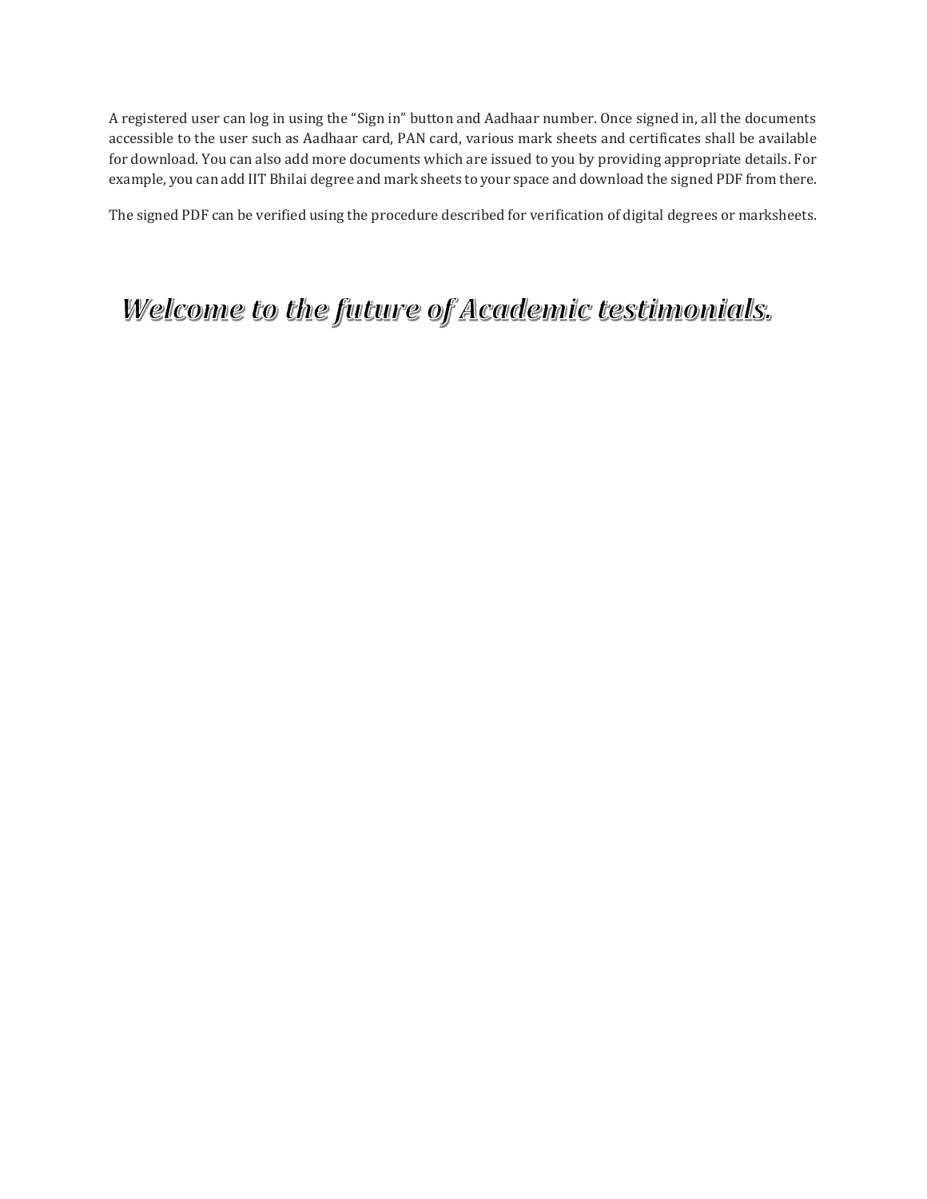A registered user can log in using the "Sign in" button and Aadhaar number. Once signed in, all the documents accessible to the user such as Aadhaar card, PAN card, various mark sheets and certificates shall be available for download. You can also add more documents which are issued to you by providing appropriate details. For example, you can add IIT Bhilai degree and mark sheets to your space and download the signed PDF from there.

The signed PDF can be verified using the procedure described for verification of digital degrees or marksheets.

***Welcome to the future of Academic testimonials.***